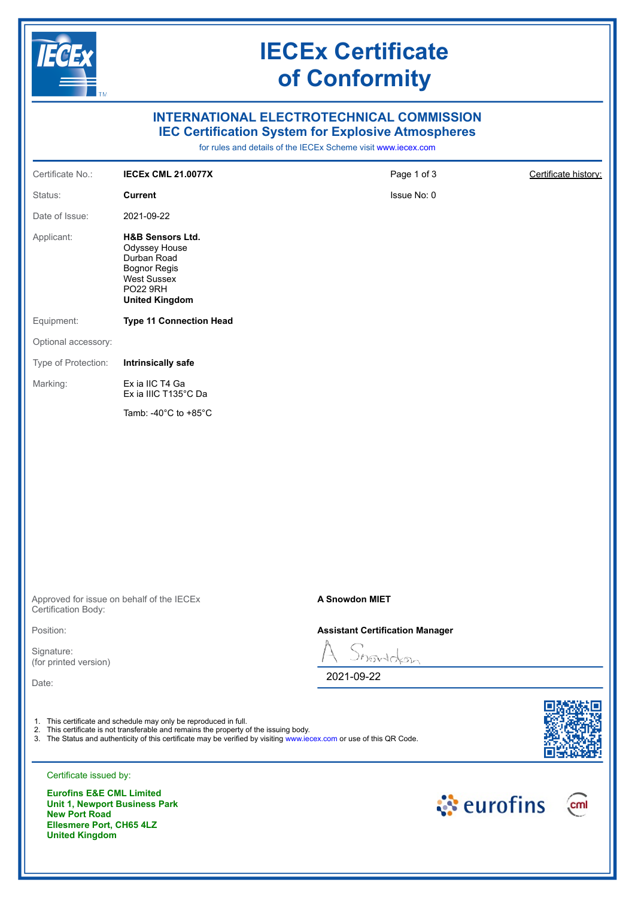# IECEx Certificate of Conformity

## INTERNATIONAL ELECTROTECHNICAL COMMISSION
## IEC Certification System for Explosive Atmospheres

for rules and details of the IECEx Scheme visit www.iecex.com

| | | | |
|---|---|---|---|
| Certificate No.: | **IECEx CML 21.0077X** | Page 1 of 3 | Certificate history: |
| Status: | **Current** | Issue No: 0 | |
| Date of Issue: | 2021-09-22 | | |
| Applicant: | **H&B Sensors Ltd.**<br>Odyssey House<br>Durban Road<br>Bognor Regis<br>West Sussex<br>PO22 9RH<br>**United Kingdom** | | |
| Equipment: | **Type 11 Connection Head** | | |
| Optional accessory: | | | |
| Type of Protection: | **Intrinsically safe** | | |
| Marking: | Ex ia IIC T4 Ga<br>Ex ia IIIC T135°C Da<br><br>Tamb: -40°C to +85°C | | |

| | |
|---|---|
| Approved for issue on behalf of the IECEx Certification Body: | **A Snowdon MIET** |
| Position: | **Assistant Certification Manager** |
| Signature: (for printed version) | A Snowdon |
| Date: | 2021-09-22 |

1. This certificate and schedule may only be reproduced in full.
2. This certificate is not transferable and remains the property of the issuing body.
3. The Status and authenticity of this certificate may be verified by visiting www.iecex.com or use of this QR Code.

Certificate issued by:

**Eurofins E&E CML Limited**
**Unit 1, Newport Business Park**
**New Port Road**
**Ellesmere Port, CH65 4LZ**
**United Kingdom**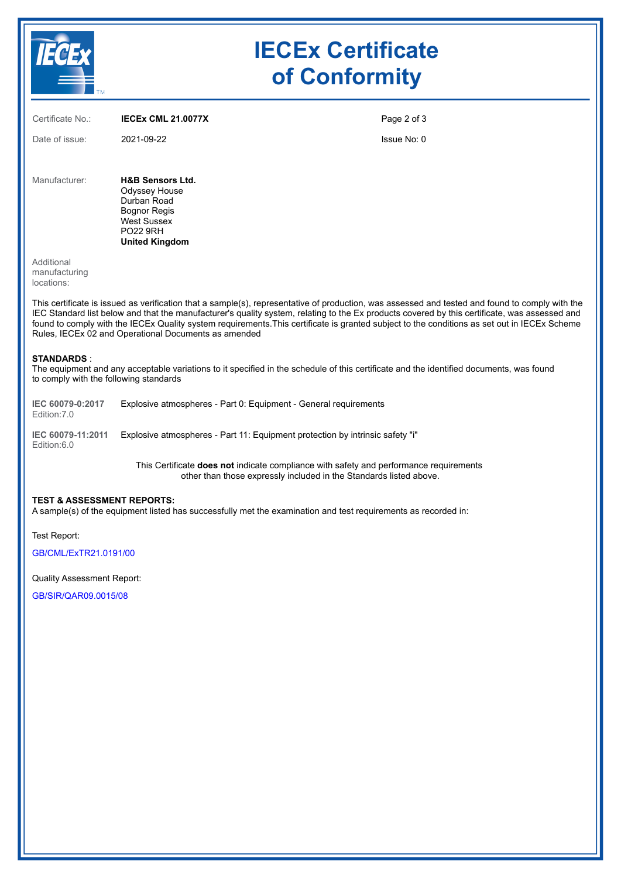# IECEx Certificate of Conformity

| | | |
|---|---|---|
| Certificate No.: | **IECEx CML 21.0077X** | |
| Date of issue: | 2021-09-22 | Issue No: 0 |

Manufacturer: **H&B Sensors Ltd.**
Odyssey House
Durban Road
Bognor Regis
West Sussex
PO22 9RH
**United Kingdom**

Additional manufacturing locations:

This certificate is issued as verification that a sample(s), representative of production, was assessed and tested and found to comply with the IEC Standard list below and that the manufacturer's quality system, relating to the Ex products covered by this certificate, was assessed and found to comply with the IECEx Quality system requirements.This certificate is granted subject to the conditions as set out in IECEx Scheme Rules, IECEx 02 and Operational Documents as amended

**STANDARDS** :
The equipment and any acceptable variations to it specified in the schedule of this certificate and the identified documents, was found to comply with the following standards

| | |
|---|---|
| **IEC 60079-0:2017** Edition:7.0 | Explosive atmospheres - Part 0: Equipment - General requirements |
| **IEC 60079-11:2011** Edition:6.0 | Explosive atmospheres - Part 11: Equipment protection by intrinsic safety "i" |

This Certificate **does not** indicate compliance with safety and performance requirements other than those expressly included in the Standards listed above.

**TEST & ASSESSMENT REPORTS:**
A sample(s) of the equipment listed has successfully met the examination and test requirements as recorded in:

Test Report:

GB/CML/ExTR21.0191/00

Quality Assessment Report:

GB/SIR/QAR09.0015/08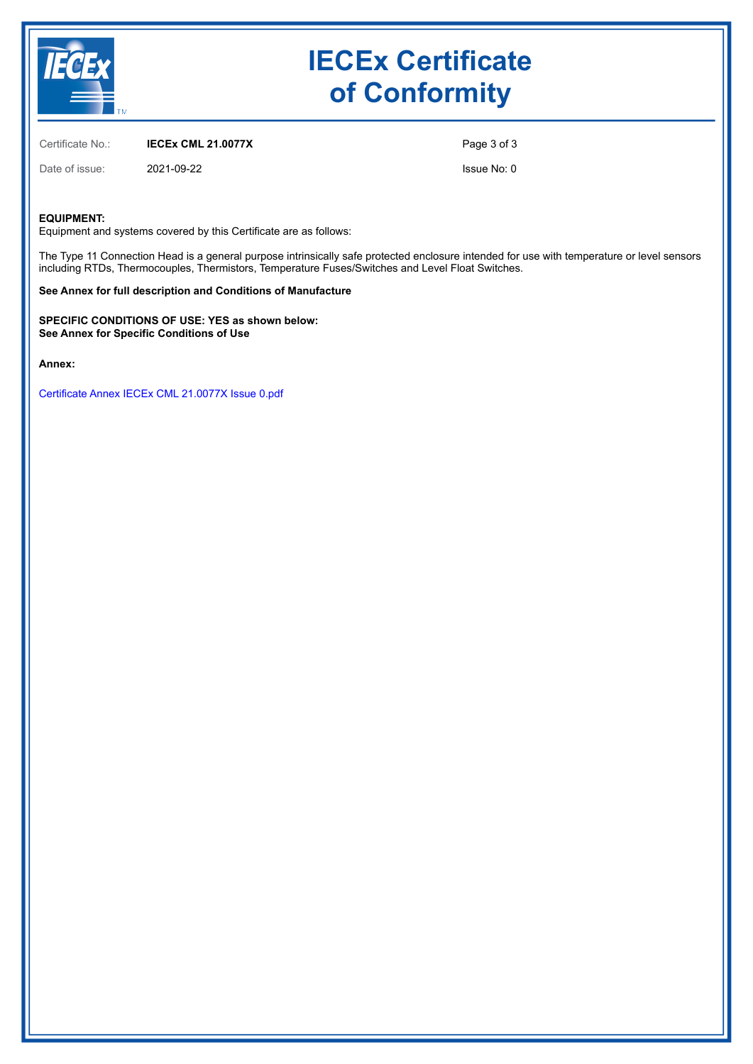| Certificate No.: | **IECEx CML 21.0077X** |
| --- | --- |
| Date of issue: | 2021-09-22 |
| Issue No: | 0 |

**EQUIPMENT:**
Equipment and systems covered by this Certificate are as follows:

The Type 11 Connection Head is a general purpose intrinsically safe protected enclosure intended for use with temperature or level sensors including RTDs, Thermocouples, Thermistors, Temperature Fuses/Switches and Level Float Switches.

**See Annex for full description and Conditions of Manufacture**

**SPECIFIC CONDITIONS OF USE: YES as shown below:**
**See Annex for Specific Conditions of Use**

**Annex:**

Certificate Annex IECEx CML 21.0077X Issue 0.pdf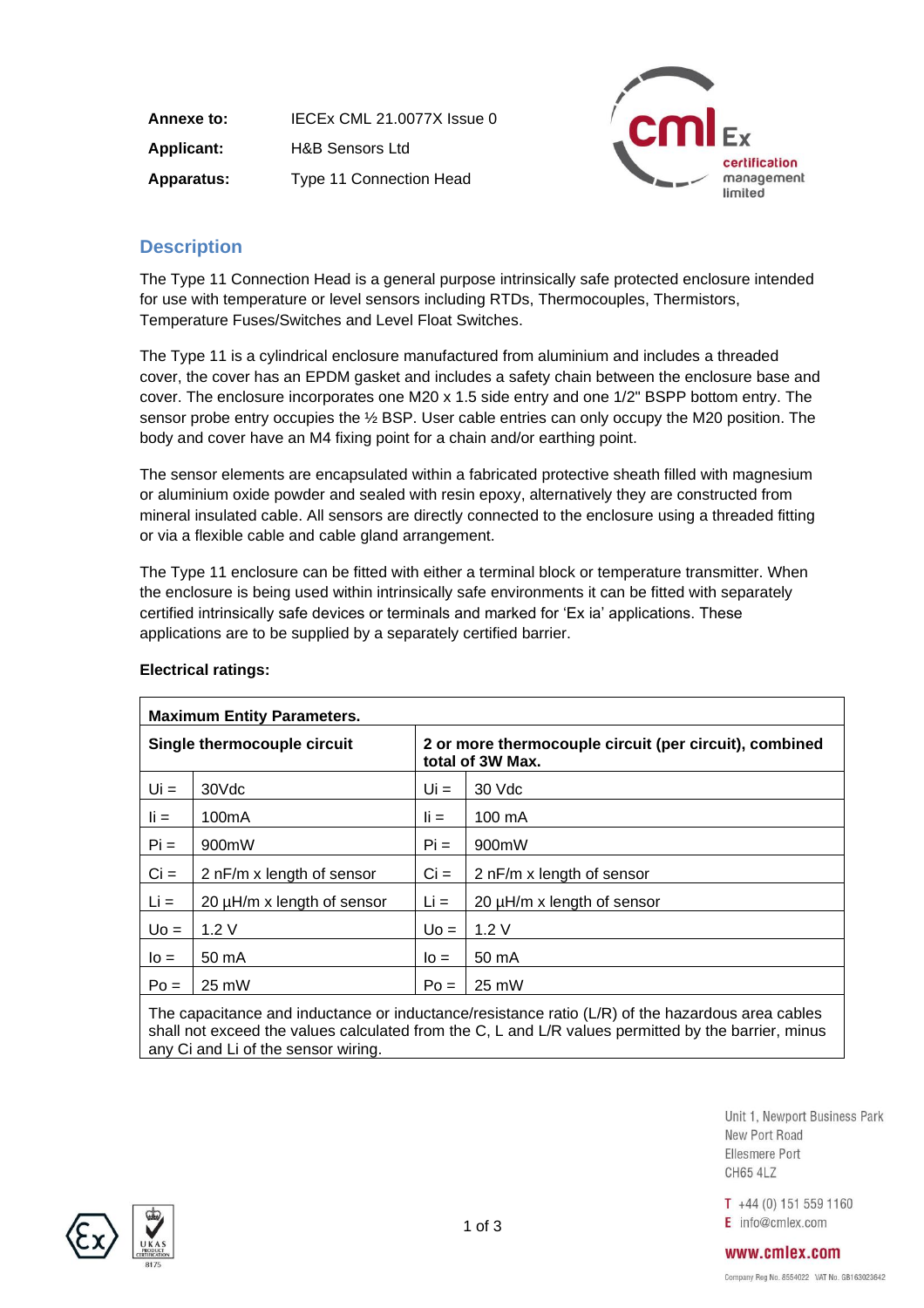| | |
|---|---|
| **Annexe to:** | IECEx CML 21.0077X Issue 0 |
| **Applicant:** | H&B Sensors Ltd |
| **Apparatus:** | Type 11 Connection Head |

## Description

The Type 11 Connection Head is a general purpose intrinsically safe protected enclosure intended for use with temperature or level sensors including RTDs, Thermocouples, Thermistors, Temperature Fuses/Switches and Level Float Switches.

The Type 11 is a cylindrical enclosure manufactured from aluminium and includes a threaded cover, the cover has an EPDM gasket and includes a safety chain between the enclosure base and cover. The enclosure incorporates one M20 x 1.5 side entry and one 1/2" BSPP bottom entry. The sensor probe entry occupies the ½ BSP. User cable entries can only occupy the M20 position. The body and cover have an M4 fixing point for a chain and/or earthing point.

The sensor elements are encapsulated within a fabricated protective sheath filled with magnesium or aluminium oxide powder and sealed with resin epoxy, alternatively they are constructed from mineral insulated cable. All sensors are directly connected to the enclosure using a threaded fitting or via a flexible cable and cable gland arrangement.

The Type 11 enclosure can be fitted with either a terminal block or temperature transmitter. When the enclosure is being used within intrinsically safe environments it can be fitted with separately certified intrinsically safe devices or terminals and marked for 'Ex ia' applications. These applications are to be supplied by a separately certified barrier.

**Electrical ratings:**

| **Maximum Entity Parameters.** | | | |
|---|---|---|---|
| **Single thermocouple circuit** | | **2 or more thermocouple circuit (per circuit), combined total of 3W Max.** | |
| Ui = | 30Vdc | Ui = | 30 Vdc |
| Ii = | 100mA | Ii = | 100 mA |
| Pi = | 900mW | Pi = | 900mW |
| Ci = | 2 nF/m x length of sensor | Ci = | 2 nF/m x length of sensor |
| Li = | 20 µH/m x length of sensor | Li = | 20 µH/m x length of sensor |
| Uo = | 1.2 V | Uo = | 1.2 V |
| Io = | 50 mA | Io = | 50 mA |
| Po = | 25 mW | Po = | 25 mW |
| The capacitance and inductance or inductance/resistance ratio (L/R) of the hazardous area cables shall not exceed the values calculated from the C, L and L/R values permitted by the barrier, minus any Ci and Li of the sensor wiring. | | | |

Unit 1, Newport Business Park
New Port Road
Ellesmere Port
CH65 4LZ

T +44 (0) 151 559 1160
E info@cmlex.com

www.cmlex.com

Company Reg No. 8554022 VAT No. GB163023642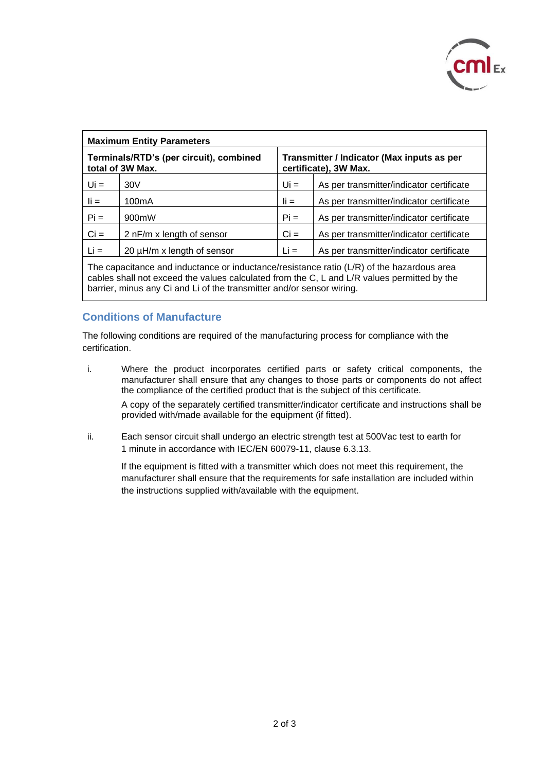| Maximum Entity Parameters | | | |
|---|---|---|---|
| **Terminals/RTD's (per circuit), combined total of 3W Max.** | | **Transmitter / Indicator (Max inputs as per certificate), 3W Max.** | |
| Ui = | 30V | Ui = | As per transmitter/indicator certificate |
| Ii = | 100mA | Ii = | As per transmitter/indicator certificate |
| Pi = | 900mW | Pi = | As per transmitter/indicator certificate |
| Ci = | 2 nF/m x length of sensor | Ci = | As per transmitter/indicator certificate |
| Li = | 20 µH/m x length of sensor | Li = | As per transmitter/indicator certificate |
| The capacitance and inductance or inductance/resistance ratio (L/R) of the hazardous area cables shall not exceed the values calculated from the C, L and L/R values permitted by the barrier, minus any Ci and Li of the transmitter and/or sensor wiring. | | | |

## Conditions of Manufacture

The following conditions are required of the manufacturing process for compliance with the certification.

i. Where the product incorporates certified parts or safety critical components, the manufacturer shall ensure that any changes to those parts or components do not affect the compliance of the certified product that is the subject of this certificate.

   A copy of the separately certified transmitter/indicator certificate and instructions shall be provided with/made available for the equipment (if fitted).

ii. Each sensor circuit shall undergo an electric strength test at 500Vac test to earth for 1 minute in accordance with IEC/EN 60079-11, clause 6.3.13.

   If the equipment is fitted with a transmitter which does not meet this requirement, the manufacturer shall ensure that the requirements for safe installation are included within the instructions supplied with/available with the equipment.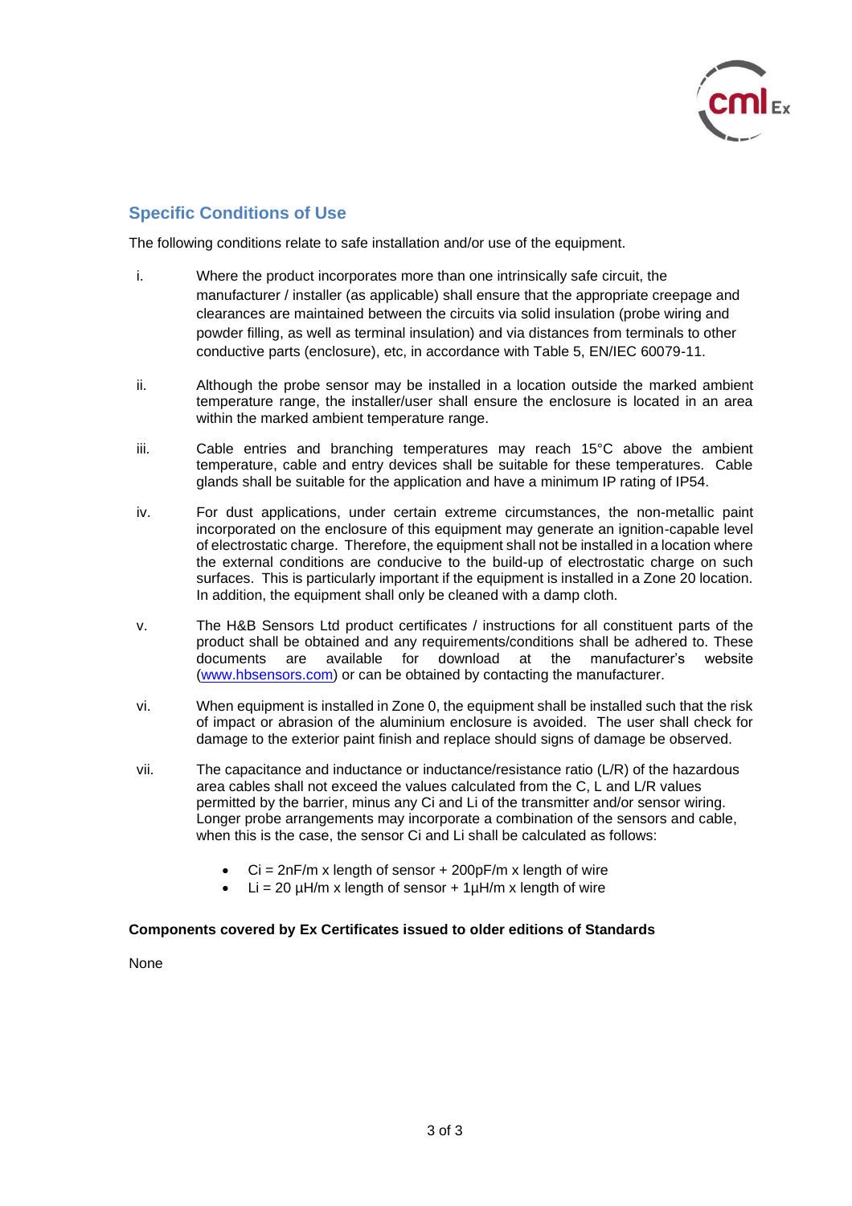## Specific Conditions of Use

The following conditions relate to safe installation and/or use of the equipment.

i. Where the product incorporates more than one intrinsically safe circuit, the manufacturer / installer (as applicable) shall ensure that the appropriate creepage and clearances are maintained between the circuits via solid insulation (probe wiring and powder filling, as well as terminal insulation) and via distances from terminals to other conductive parts (enclosure), etc, in accordance with Table 5, EN/IEC 60079-11.

ii. Although the probe sensor may be installed in a location outside the marked ambient temperature range, the installer/user shall ensure the enclosure is located in an area within the marked ambient temperature range.

iii. Cable entries and branching temperatures may reach 15°C above the ambient temperature, cable and entry devices shall be suitable for these temperatures. Cable glands shall be suitable for the application and have a minimum IP rating of IP54.

iv. For dust applications, under certain extreme circumstances, the non-metallic paint incorporated on the enclosure of this equipment may generate an ignition-capable level of electrostatic charge. Therefore, the equipment shall not be installed in a location where the external conditions are conducive to the build-up of electrostatic charge on such surfaces. This is particularly important if the equipment is installed in a Zone 20 location. In addition, the equipment shall only be cleaned with a damp cloth.

v. The H&B Sensors Ltd product certificates / instructions for all constituent parts of the product shall be obtained and any requirements/conditions shall be adhered to. These documents are available for download at the manufacturer's website (www.hbsensors.com) or can be obtained by contacting the manufacturer.

vi. When equipment is installed in Zone 0, the equipment shall be installed such that the risk of impact or abrasion of the aluminium enclosure is avoided. The user shall check for damage to the exterior paint finish and replace should signs of damage be observed.

vii. The capacitance and inductance or inductance/resistance ratio (L/R) of the hazardous area cables shall not exceed the values calculated from the C, L and L/R values permitted by the barrier, minus any Ci and Li of the transmitter and/or sensor wiring. Longer probe arrangements may incorporate a combination of the sensors and cable, when this is the case, the sensor Ci and Li shall be calculated as follows:

- Ci = 2nF/m x length of sensor + 200pF/m x length of wire
- Li = 20 µH/m x length of sensor + 1µH/m x length of wire

**Components covered by Ex Certificates issued to older editions of Standards**

None